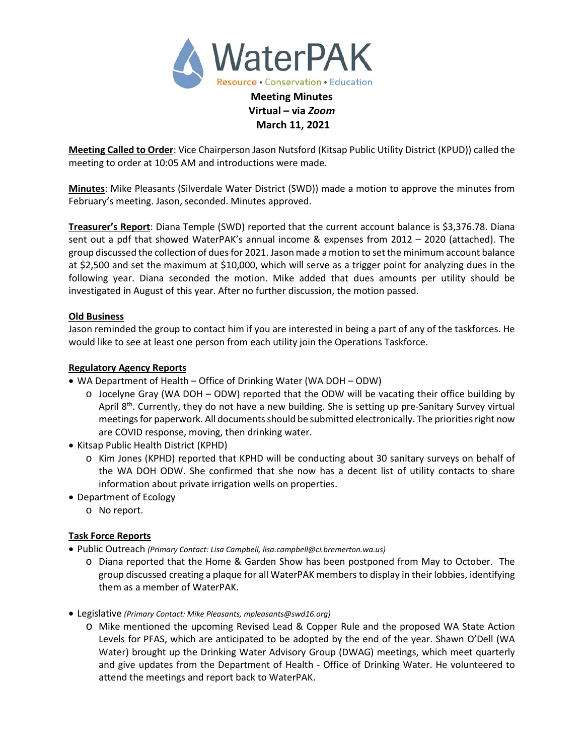# WaterPAK

Resource • Conservation • Education

**Meeting Minutes**
**Virtual – via *Zoom***
**March 11, 2021**

**Meeting Called to Order**: Vice Chairperson Jason Nutsford (Kitsap Public Utility District (KPUD)) called the meeting to order at 10:05 AM and introductions were made.

**Minutes**: Mike Pleasants (Silverdale Water District (SWD)) made a motion to approve the minutes from February's meeting. Jason, seconded. Minutes approved.

**Treasurer's Report**: Diana Temple (SWD) reported that the current account balance is $3,376.78. Diana sent out a pdf that showed WaterPAK's annual income & expenses from 2012 – 2020 (attached). The group discussed the collection of dues for 2021. Jason made a motion to set the minimum account balance at $2,500 and set the maximum at $10,000, which will serve as a trigger point for analyzing dues in the following year. Diana seconded the motion. Mike added that dues amounts per utility should be investigated in August of this year. After no further discussion, the motion passed.

**Old Business**

Jason reminded the group to contact him if you are interested in being a part of any of the taskforces. He would like to see at least one person from each utility join the Operations Taskforce.

**Regulatory Agency Reports**

- WA Department of Health – Office of Drinking Water (WA DOH – ODW)
  - Jocelyne Gray (WA DOH – ODW) reported that the ODW will be vacating their office building by April 8th. Currently, they do not have a new building. She is setting up pre-Sanitary Survey virtual meetings for paperwork. All documents should be submitted electronically. The priorities right now are COVID response, moving, then drinking water.
- Kitsap Public Health District (KPHD)
  - Kim Jones (KPHD) reported that KPHD will be conducting about 30 sanitary surveys on behalf of the WA DOH ODW. She confirmed that she now has a decent list of utility contacts to share information about private irrigation wells on properties.
- Department of Ecology
  - No report.

**Task Force Reports**

- Public Outreach *(Primary Contact: Lisa Campbell, lisa.campbell@ci.bremerton.wa.us)*
  - Diana reported that the Home & Garden Show has been postponed from May to October. The group discussed creating a plaque for all WaterPAK members to display in their lobbies, identifying them as a member of WaterPAK.
- Legislative *(Primary Contact: Mike Pleasants, mpleasants@swd16.org)*
  - Mike mentioned the upcoming Revised Lead & Copper Rule and the proposed WA State Action Levels for PFAS, which are anticipated to be adopted by the end of the year. Shawn O'Dell (WA Water) brought up the Drinking Water Advisory Group (DWAG) meetings, which meet quarterly and give updates from the Department of Health - Office of Drinking Water. He volunteered to attend the meetings and report back to WaterPAK.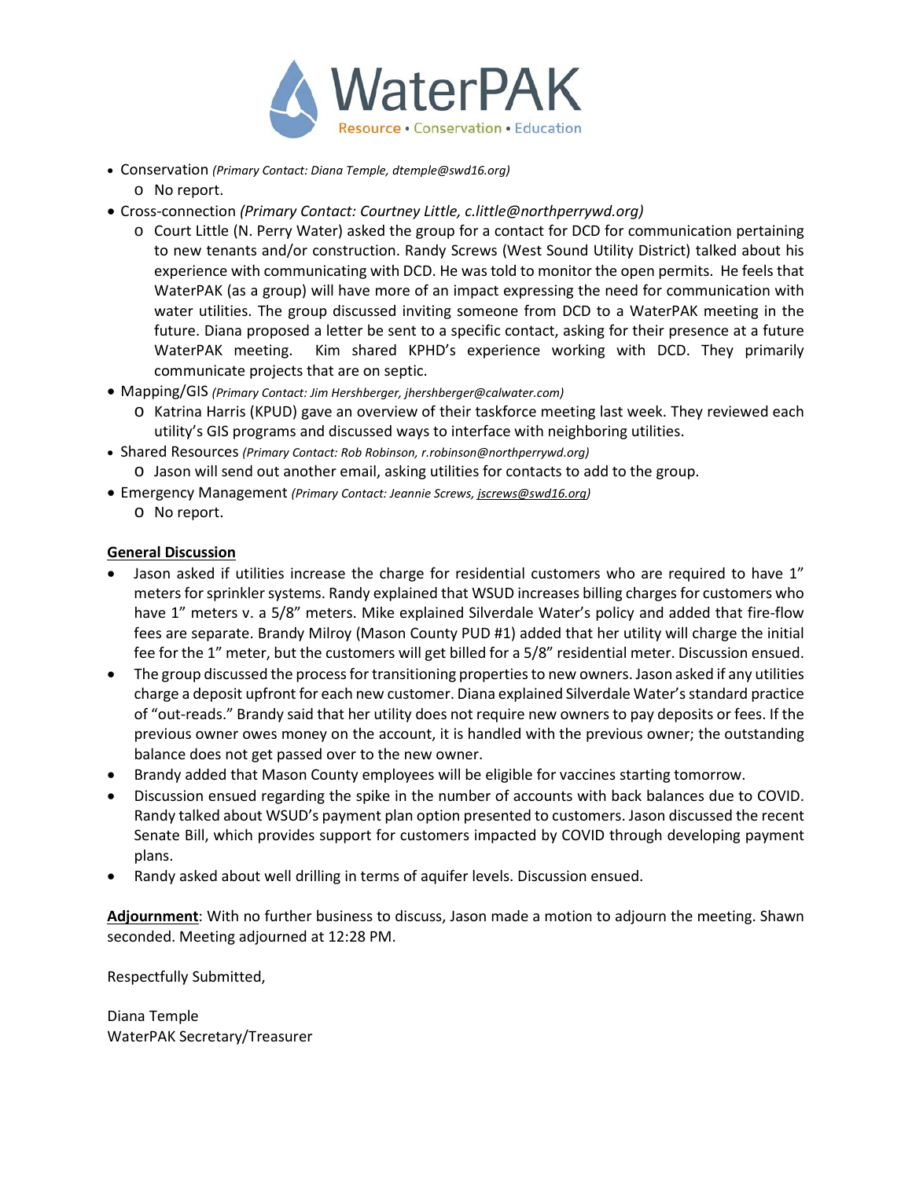- Conservation *(Primary Contact: Diana Temple, dtemple@swd16.org)*
  - No report.
- Cross-connection *(Primary Contact: Courtney Little, c.little@northperrywd.org)*
  - Court Little (N. Perry Water) asked the group for a contact for DCD for communication pertaining to new tenants and/or construction. Randy Screws (West Sound Utility District) talked about his experience with communicating with DCD. He was told to monitor the open permits. He feels that WaterPAK (as a group) will have more of an impact expressing the need for communication with water utilities. The group discussed inviting someone from DCD to a WaterPAK meeting in the future. Diana proposed a letter be sent to a specific contact, asking for their presence at a future WaterPAK meeting. Kim shared KPHD's experience working with DCD. They primarily communicate projects that are on septic.
- Mapping/GIS *(Primary Contact: Jim Hershberger, jhershberger@calwater.com)*
  - Katrina Harris (KPUD) gave an overview of their taskforce meeting last week. They reviewed each utility's GIS programs and discussed ways to interface with neighboring utilities.
- Shared Resources *(Primary Contact: Rob Robinson, r.robinson@northperrywd.org)*
  - Jason will send out another email, asking utilities for contacts to add to the group.
- Emergency Management *(Primary Contact: Jeannie Screws, jscrews@swd16.org)*
  - No report.

**General Discussion**

- Jason asked if utilities increase the charge for residential customers who are required to have 1" meters for sprinkler systems. Randy explained that WSUD increases billing charges for customers who have 1" meters v. a 5/8" meters. Mike explained Silverdale Water's policy and added that fire-flow fees are separate. Brandy Milroy (Mason County PUD #1) added that her utility will charge the initial fee for the 1" meter, but the customers will get billed for a 5/8" residential meter. Discussion ensued.
- The group discussed the process for transitioning properties to new owners. Jason asked if any utilities charge a deposit upfront for each new customer. Diana explained Silverdale Water's standard practice of "out-reads." Brandy said that her utility does not require new owners to pay deposits or fees. If the previous owner owes money on the account, it is handled with the previous owner; the outstanding balance does not get passed over to the new owner.
- Brandy added that Mason County employees will be eligible for vaccines starting tomorrow.
- Discussion ensued regarding the spike in the number of accounts with back balances due to COVID. Randy talked about WSUD's payment plan option presented to customers. Jason discussed the recent Senate Bill, which provides support for customers impacted by COVID through developing payment plans.
- Randy asked about well drilling in terms of aquifer levels. Discussion ensued.

**Adjournment**: With no further business to discuss, Jason made a motion to adjourn the meeting. Shawn seconded. Meeting adjourned at 12:28 PM.

Respectfully Submitted,

Diana Temple
WaterPAK Secretary/Treasurer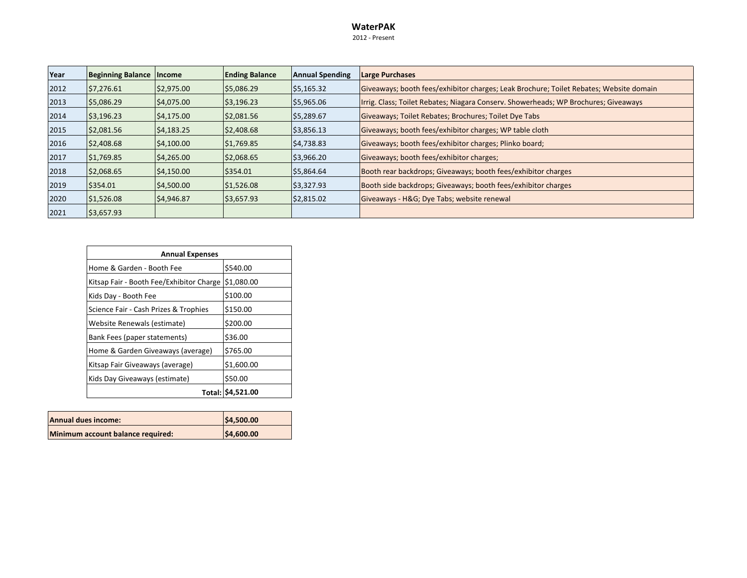# WaterPAK

2012 - Present

| Year | Beginning Balance | Income | Ending Balance | Annual Spending | Large Purchases |
|---|---|---|---|---|---|
| 2012 | $7,276.61 | $2,975.00 | $5,086.29 | $5,165.32 | Giveaways; booth fees/exhibitor charges; Leak Brochure; Toilet Rebates; Website domain |
| 2013 | $5,086.29 | $4,075.00 | $3,196.23 | $5,965.06 | Irrig. Class; Toilet Rebates; Niagara Conserv. Showerheads; WP Brochures; Giveaways |
| 2014 | $3,196.23 | $4,175.00 | $2,081.56 | $5,289.67 | Giveaways; Toilet Rebates; Brochures; Toilet Dye Tabs |
| 2015 | $2,081.56 | $4,183.25 | $2,408.68 | $3,856.13 | Giveaways; booth fees/exhibitor charges; WP table cloth |
| 2016 | $2,408.68 | $4,100.00 | $1,769.85 | $4,738.83 | Giveaways; booth fees/exhibitor charges; Plinko board; |
| 2017 | $1,769.85 | $4,265.00 | $2,068.65 | $3,966.20 | Giveaways; booth fees/exhibitor charges; |
| 2018 | $2,068.65 | $4,150.00 | $354.01 | $5,864.64 | Booth rear backdrops; Giveaways; booth fees/exhibitor charges |
| 2019 | $354.01 | $4,500.00 | $1,526.08 | $3,327.93 | Booth side backdrops; Giveaways; booth fees/exhibitor charges |
| 2020 | $1,526.08 | $4,946.87 | $3,657.93 | $2,815.02 | Giveaways - H&G; Dye Tabs; website renewal |
| 2021 | $3,657.93 | | | | |

| Annual Expenses | |
|---|---|
| Home & Garden - Booth Fee | $540.00 |
| Kitsap Fair - Booth Fee/Exhibitor Charge | $1,080.00 |
| Kids Day - Booth Fee | $100.00 |
| Science Fair - Cash Prizes & Trophies | $150.00 |
| Website Renewals (estimate) | $200.00 |
| Bank Fees (paper statements) | $36.00 |
| Home & Garden Giveaways (average) | $765.00 |
| Kitsap Fair Giveaways (average) | $1,600.00 |
| Kids Day Giveaways (estimate) | $50.00 |
| **Total:** | **$4,521.00** |

| | |
|---|---|
| **Annual dues income:** | **$4,500.00** |
| **Minimum account balance required:** | **$4,600.00** |